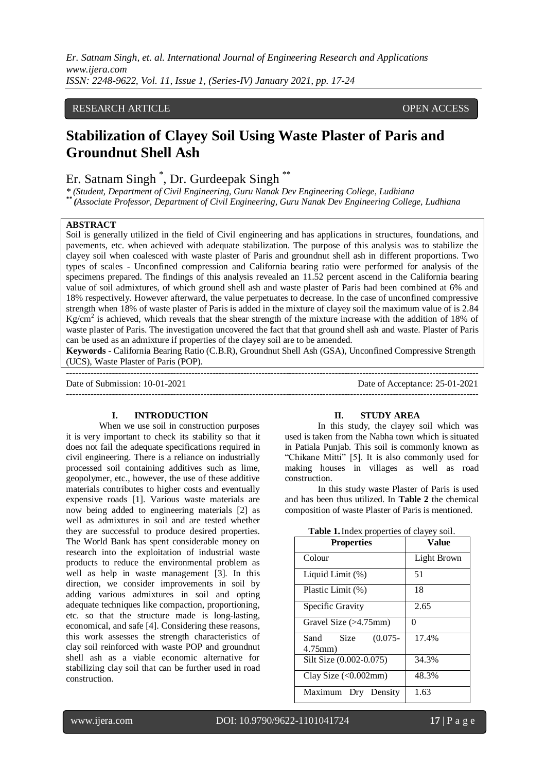RESEARCH ARTICLE | OPEN ACCESS

# Stabilization of Clayey Soil Using Waste Plaster of Paris and Groundnut Shell Ash

Er. Satnam Singh [*], Dr. Gurdeepak Singh [**]

[*] *(Student, Department of Civil Engineering, Guru Nanak Dev Engineering College, Ludhiana*

[**] *(Associate Professor, Department of Civil Engineering, Guru Nanak Dev Engineering College, Ludhiana*

## ABSTRACT

Soil is generally utilized in the field of Civil engineering and has applications in structures, foundations, and pavements, etc. when achieved with adequate stabilization. The purpose of this analysis was to stabilize the clayey soil when coalesced with waste plaster of Paris and groundnut shell ash in different proportions. Two types of scales - Unconfined compression and California bearing ratio were performed for analysis of the specimens prepared. The findings of this analysis revealed an 11.52 percent ascend in the California bearing value of soil admixtures, of which ground shell ash and waste plaster of Paris had been combined at 6% and 18% respectively. However afterward, the value perpetuates to decrease. In the case of unconfined compressive strength when 18% of waste plaster of Paris is added in the mixture of clayey soil the maximum value of is 2.84 $Kg/cm^2$ is achieved, which reveals that the shear strength of the mixture increase with the addition of 18% of waste plaster of Paris. The investigation uncovered the fact that that ground shell ash and waste. Plaster of Paris can be used as an admixture if properties of the clayey soil are to be amended.

**Keywords** - California Bearing Ratio (C.B.R), Groundnut Shell Ash (GSA), Unconfined Compressive Strength (UCS), Waste Plaster of Paris (POP).

Date of Submission: 10-01-2021 | Date of Acceptance: 25-01-2021

## I. INTRODUCTION

When we use soil in construction purposes it is very important to check its stability so that it does not fail the adequate specifications required in civil engineering. There is a reliance on industrially processed soil containing additives such as lime, geopolymer, etc., however, the use of these additive materials contributes to higher costs and eventually expensive roads [1]. Various waste materials are now being added to engineering materials [2] as well as admixtures in soil and are tested whether they are successful to produce desired properties. The World Bank has spent considerable money on research into the exploitation of industrial waste products to reduce the environmental problem as well as help in waste management [3]. In this direction, we consider improvements in soil by adding various admixtures in soil and opting adequate techniques like compaction, proportioning, etc. so that the structure made is long-lasting, economical, and safe [4]. Considering these reasons, this work assesses the strength characteristics of clay soil reinforced with waste POP and groundnut shell ash as a viable economic alternative for stabilizing clay soil that can be further used in road construction.

## II. STUDY AREA

In this study, the clayey soil which was used is taken from the Nabha town which is situated in Patiala Punjab. This soil is commonly known as "Chikane Mitti" [5]. It is also commonly used for making houses in villages as well as road construction.

In this study waste Plaster of Paris is used and has been thus utilized. In **Table 2** the chemical composition of waste Plaster of Paris is mentioned.

**Table 1.** Index properties of clayey soil.

| Properties | Value |
|---|---|
| Colour | Light Brown |
| Liquid Limit (%) | 51 |
| Plastic Limit (%) | 18 |
| Specific Gravity | 2.65 |
| Gravel Size (>4.75mm) | 0 |
| Sand Size (0.075-4.75mm) | 17.4% |
| Silt Size (0.002-0.075) | 34.3% |
| Clay Size (<0.002mm) | 48.3% |
| Maximum Dry Density | 1.63 |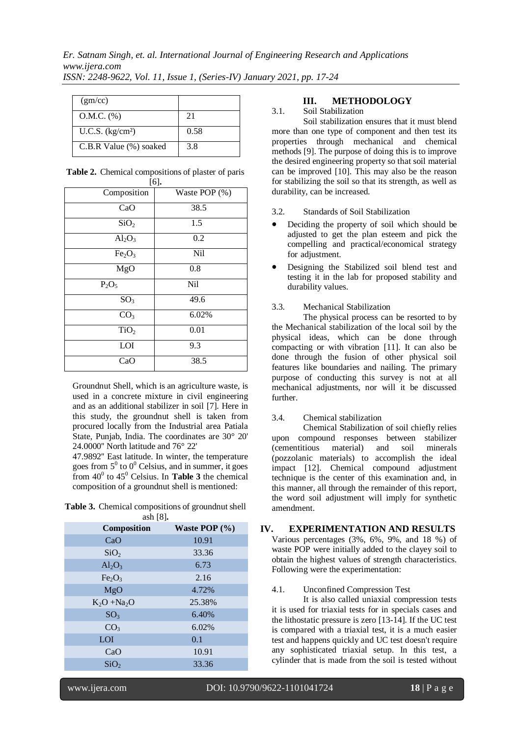| (gm/cc) | |
|---|---|
| O.M.C. (%) | 21 |
| U.C.S. (kg/cm²) | 0.58 |
| C.B.R Value (%) soaked | 3.8 |

**Table 2.** Chemical compositions of plaster of paris [6].

| Composition | Waste POP (%) |
|---|---|
| CaO | 38.5 |
| $SiO_2$ | 1.5 |
| $Al_2O_3$ | 0.2 |
| $Fe_2O_3$ | Nil |
| MgO | 0.8 |
| $P_2O_5$ | Nil |
| $SO_3$ | 49.6 |
| $CO_3$ | 6.02% |
| $TiO_2$ | 0.01 |
| LOI | 9.3 |
| CaO | 38.5 |

Groundnut Shell, which is an agriculture waste, is used in a concrete mixture in civil engineering and as an additional stabilizer in soil [7]. Here in this study, the groundnut shell is taken from procured locally from the Industrial area Patiala State, Punjab, India. The coordinates are 30° 20' 24.0000" North latitude and 76° 22' 47.9892" East latitude. In winter, the temperature goes from $5^0$ to $0^0$ Celsius, and in summer, it goes from $40^0$ to $45^0$ Celsius. In **Table 3** the chemical composition of a groundnut shell is mentioned:

**Table 3.** Chemical compositions of groundnut shell ash [8].

| Composition | Waste POP (%) |
|---|---|
| CaO | 10.91 |
| $SiO_2$ | 33.36 |
| $Al_2O_3$ | 6.73 |
| $Fe_2O_3$ | 2.16 |
| MgO | 4.72% |
| $K_2O + Na_2O$ | 25.38% |
| $SO_3$ | 6.40% |
| $CO_3$ | 6.02% |
| LOI | 0.1 |
| CaO | 10.91 |
| $SiO_2$ | 33.36 |

## III. METHODOLOGY

### 3.1. Soil Stabilization

Soil stabilization ensures that it must blend more than one type of component and then test its properties through mechanical and chemical methods [9]. The purpose of doing this is to improve the desired engineering property so that soil material can be improved [10]. This may also be the reason for stabilizing the soil so that its strength, as well as durability, can be increased.

### 3.2. Standards of Soil Stabilization

- Deciding the property of soil which should be adjusted to get the plan esteem and pick the compelling and practical/economical strategy for adjustment.
- Designing the Stabilized soil blend test and testing it in the lab for proposed stability and durability values.

### 3.3. Mechanical Stabilization

The physical process can be resorted to by the Mechanical stabilization of the local soil by the physical ideas, which can be done through compacting or with vibration [11]. It can also be done through the fusion of other physical soil features like boundaries and nailing. The primary purpose of conducting this survey is not at all mechanical adjustments, nor will it be discussed further.

### 3.4. Chemical stabilization

Chemical Stabilization of soil chiefly relies upon compound responses between stabilizer (cementitious material) and soil minerals (pozzolanic materials) to accomplish the ideal impact [12]. Chemical compound adjustment technique is the center of this examination and, in this manner, all through the remainder of this report, the word soil adjustment will imply for synthetic amendment.

## IV. EXPERIMENTATION AND RESULTS

Various percentages (3%, 6%, 9%, and 18 %) of waste POP were initially added to the clayey soil to obtain the highest values of strength characteristics. Following were the experimentation:

### 4.1. Unconfined Compression Test

It is also called uniaxial compression tests it is used for triaxial tests for in specials cases and the lithostatic pressure is zero [13-14]. If the UC test is compared with a triaxial test, it is a much easier test and happens quickly and UC test doesn't require any sophisticated triaxial setup. In this test, a cylinder that is made from the soil is tested without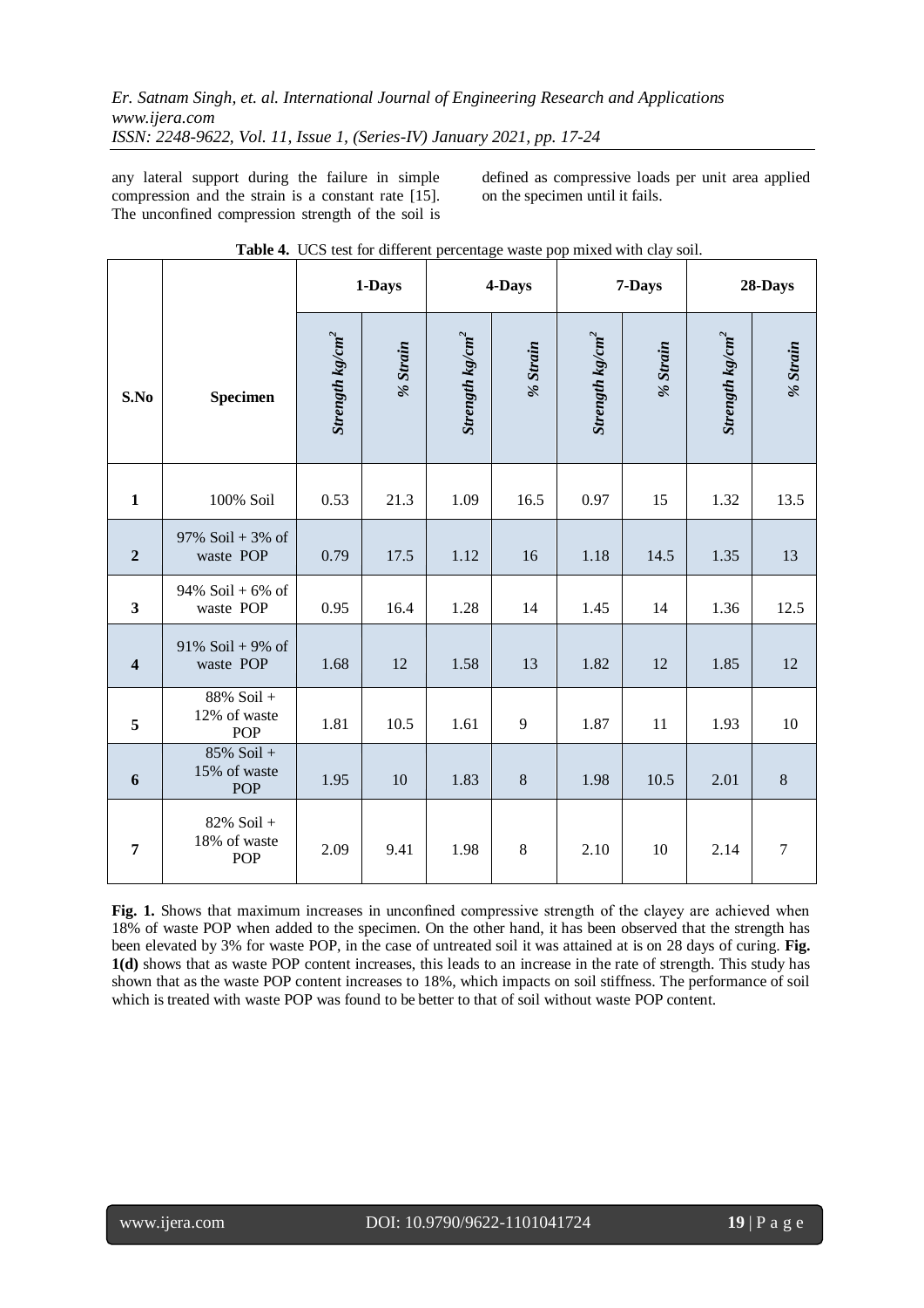any lateral support during the failure in simple compression and the strain is a constant rate [15]. The unconfined compression strength of the soil is defined as compressive loads per unit area applied on the specimen until it fails.

**Table 4.** UCS test for different percentage waste pop mixed with clay soil.

| S.No | Specimen | 1-Days | | 4-Days | | 7-Days | | 28-Days | |
|---|---|---|---|---|---|---|---|---|---|
| | | *Strength kg/cm²* | *% Strain* | *Strength kg/cm²* | *% Strain* | *Strength kg/cm²* | *% Strain* | *Strength kg/cm²* | *% Strain* |
| **1** | 100% Soil | 0.53 | 21.3 | 1.09 | 16.5 | 0.97 | 15 | 1.32 | 13.5 |
| **2** | 97% Soil + 3% of waste POP | 0.79 | 17.5 | 1.12 | 16 | 1.18 | 14.5 | 1.35 | 13 |
| **3** | 94% Soil + 6% of waste POP | 0.95 | 16.4 | 1.28 | 14 | 1.45 | 14 | 1.36 | 12.5 |
| **4** | 91% Soil + 9% of waste POP | 1.68 | 12 | 1.58 | 13 | 1.82 | 12 | 1.85 | 12 |
| **5** | 88% Soil + 12% of waste POP | 1.81 | 10.5 | 1.61 | 9 | 1.87 | 11 | 1.93 | 10 |
| **6** | 85% Soil + 15% of waste POP | 1.95 | 10 | 1.83 | 8 | 1.98 | 10.5 | 2.01 | 8 |
| **7** | 82% Soil + 18% of waste POP | 2.09 | 9.41 | 1.98 | 8 | 2.10 | 10 | 2.14 | 7 |

**Fig. 1.** Shows that maximum increases in unconfined compressive strength of the clayey are achieved when 18% of waste POP when added to the specimen. On the other hand, it has been observed that the strength has been elevated by 3% for waste POP, in the case of untreated soil it was attained at is on 28 days of curing. **Fig. 1(d)** shows that as waste POP content increases, this leads to an increase in the rate of strength. This study has shown that as the waste POP content increases to 18%, which impacts on soil stiffness. The performance of soil which is treated with waste POP was found to be better to that of soil without waste POP content.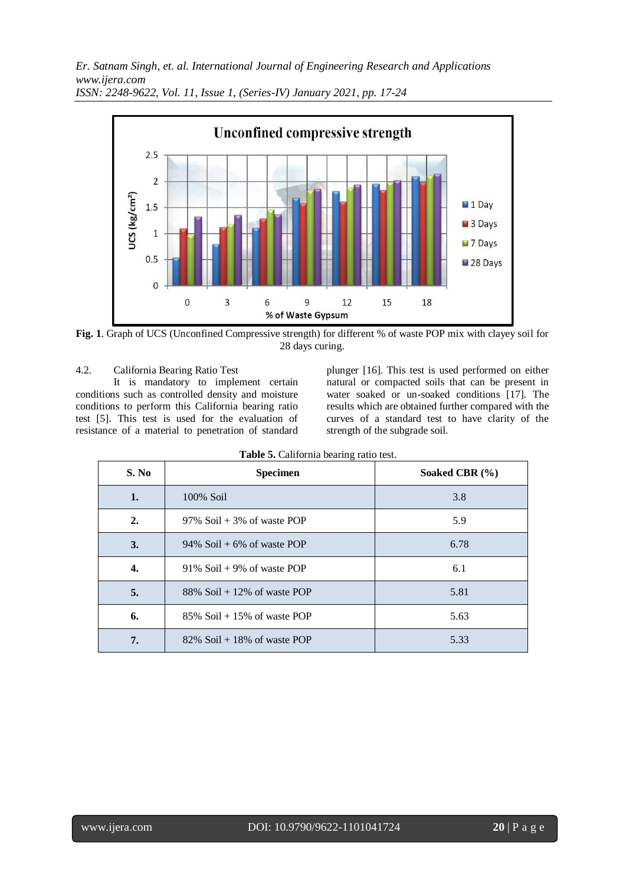**Fig. 1**. Graph of UCS (Unconfined Compressive strength) for different % of waste POP mix with clayey soil for 28 days curing.

4.2. California Bearing Ratio Test

It is mandatory to implement certain conditions such as controlled density and moisture conditions to perform this California bearing ratio test [5]. This test is used for the evaluation of resistance of a material to penetration of standard plunger [16]. This test is used performed on either natural or compacted soils that can be present in water soaked or un-soaked conditions [17]. The results which are obtained further compared with the curves of a standard test to have clarity of the strength of the subgrade soil.

**Table 5.** California bearing ratio test.

| S. No | Specimen | Soaked CBR (%) |
|---|---|---|
| **1.** | 100% Soil | 3.8 |
| **2.** | 97% Soil + 3% of waste POP | 5.9 |
| **3.** | 94% Soil + 6% of waste POP | 6.78 |
| **4.** | 91% Soil + 9% of waste POP | 6.1 |
| **5.** | 88% Soil + 12% of waste POP | 5.81 |
| **6.** | 85% Soil + 15% of waste POP | 5.63 |
| **7.** | 82% Soil + 18% of waste POP | 5.33 |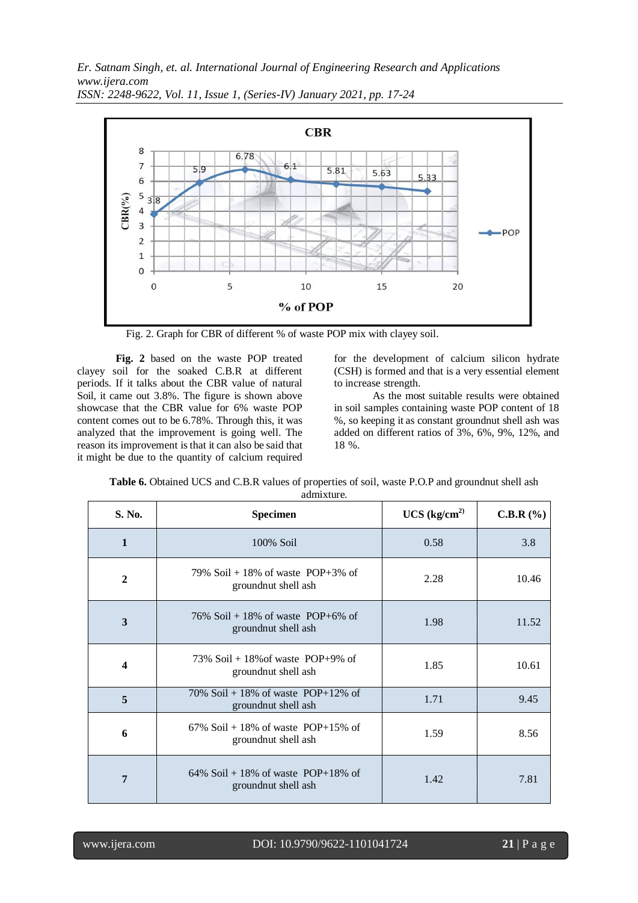Fig. 2. Graph for CBR of different % of waste POP mix with clayey soil.

**Fig. 2** based on the waste POP treated clayey soil for the soaked C.B.R at different periods. If it talks about the CBR value of natural Soil, it came out 3.8%. The figure is shown above showcase that the CBR value for 6% waste POP content comes out to be 6.78%. Through this, it was analyzed that the improvement is going well. The reason its improvement is that it can also be said that it might be due to the quantity of calcium required for the development of calcium silicon hydrate (CSH) is formed and that is a very essential element to increase strength.

As the most suitable results were obtained in soil samples containing waste POP content of 18 %, so keeping it as constant groundnut shell ash was added on different ratios of 3%, 6%, 9%, 12%, and 18 %.

**Table 6.** Obtained UCS and C.B.R values of properties of soil, waste P.O.P and groundnut shell ash admixture.

| S. No. | Specimen | UCS ($kg/cm^2$) | C.B.R (%) |
|---|---|---|---|
| 1 | 100% Soil | 0.58 | 3.8 |
| 2 | 79% Soil + 18% of waste POP+3% of groundnut shell ash | 2.28 | 10.46 |
| 3 | 76% Soil + 18% of waste POP+6% of groundnut shell ash | 1.98 | 11.52 |
| 4 | 73% Soil + 18%of waste POP+9% of groundnut shell ash | 1.85 | 10.61 |
| 5 | 70% Soil + 18% of waste POP+12% of groundnut shell ash | 1.71 | 9.45 |
| 6 | 67% Soil + 18% of waste POP+15% of groundnut shell ash | 1.59 | 8.56 |
| 7 | 64% Soil + 18% of waste POP+18% of groundnut shell ash | 1.42 | 7.81 |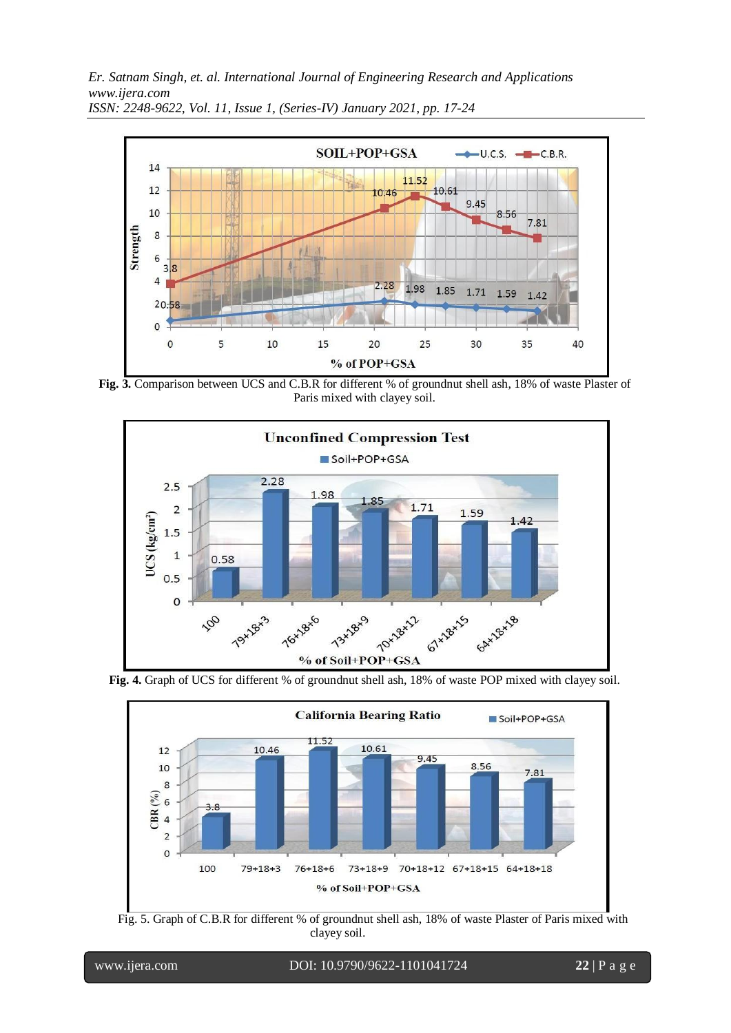**Fig. 3.** Comparison between UCS and C.B.R for different % of groundnut shell ash, 18% of waste Plaster of Paris mixed with clayey soil.

**Fig. 4.** Graph of UCS for different % of groundnut shell ash, 18% of waste POP mixed with clayey soil.

Fig. 5. Graph of C.B.R for different % of groundnut shell ash, 18% of waste Plaster of Paris mixed with clayey soil.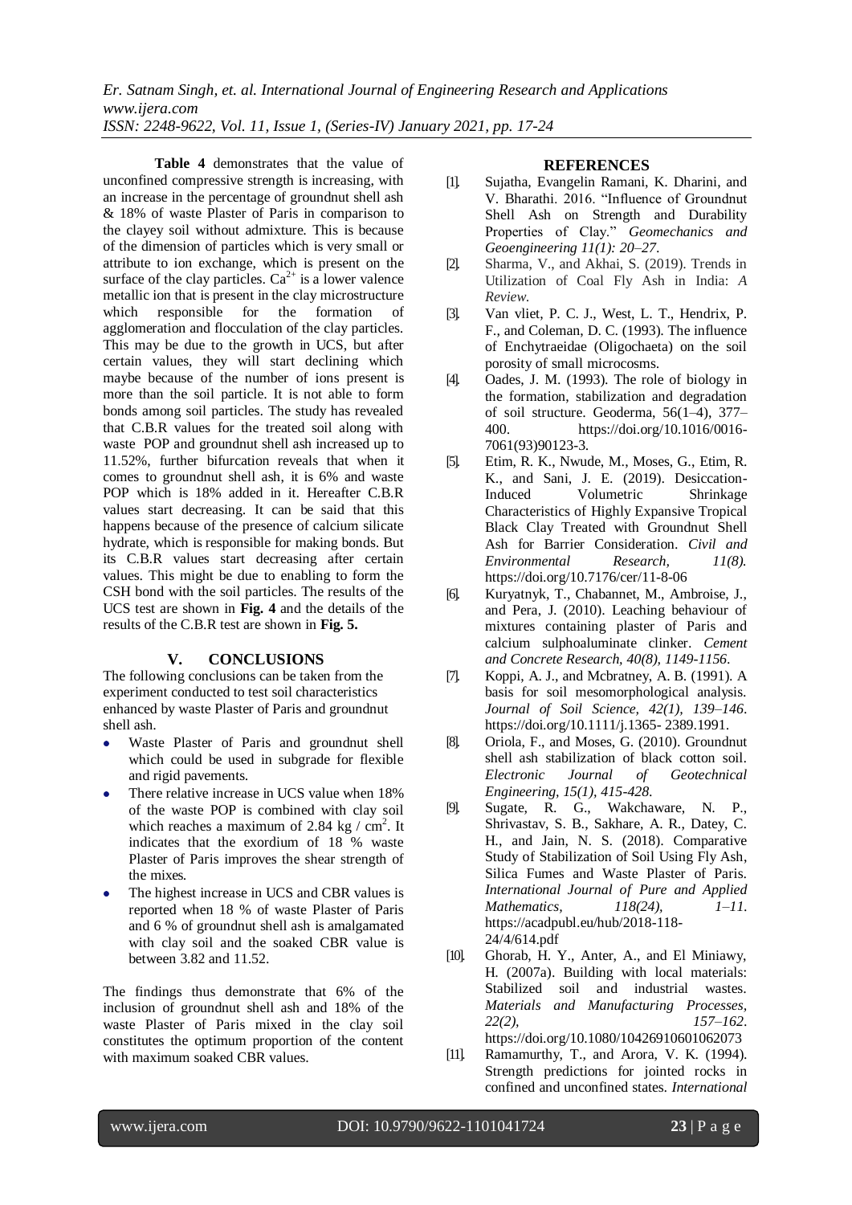**Table 4** demonstrates that the value of unconfined compressive strength is increasing, with an increase in the percentage of groundnut shell ash & 18% of waste Plaster of Paris in comparison to the clayey soil without admixture. This is because of the dimension of particles which is very small or attribute to ion exchange, which is present on the surface of the clay particles. $Ca^{2+}$ is a lower valence metallic ion that is present in the clay microstructure which responsible for the formation of agglomeration and flocculation of the clay particles. This may be due to the growth in UCS, but after certain values, they will start declining which maybe because of the number of ions present is more than the soil particle. It is not able to form bonds among soil particles. The study has revealed that C.B.R values for the treated soil along with waste POP and groundnut shell ash increased up to 11.52%, further bifurcation reveals that when it comes to groundnut shell ash, it is 6% and waste POP which is 18% added in it. Hereafter C.B.R values start decreasing. It can be said that this happens because of the presence of calcium silicate hydrate, which is responsible for making bonds. But its C.B.R values start decreasing after certain values. This might be due to enabling to form the CSH bond with the soil particles. The results of the UCS test are shown in **Fig. 4** and the details of the results of the C.B.R test are shown in **Fig. 5.**

## V. CONCLUSIONS

The following conclusions can be taken from the experiment conducted to test soil characteristics enhanced by waste Plaster of Paris and groundnut shell ash.

- Waste Plaster of Paris and groundnut shell which could be used in subgrade for flexible and rigid pavements.
- There relative increase in UCS value when 18% of the waste POP is combined with clay soil which reaches a maximum of 2.84 kg / $cm^2$. It indicates that the exordium of 18 % waste Plaster of Paris improves the shear strength of the mixes.
- The highest increase in UCS and CBR values is reported when 18 % of waste Plaster of Paris and 6 % of groundnut shell ash is amalgamated with clay soil and the soaked CBR value is between 3.82 and 11.52.

The findings thus demonstrate that 6% of the inclusion of groundnut shell ash and 18% of the waste Plaster of Paris mixed in the clay soil constitutes the optimum proportion of the content with maximum soaked CBR values.

## REFERENCES

[1]. Sujatha, Evangelin Ramani, K. Dharini, and V. Bharathi. 2016. "Influence of Groundnut Shell Ash on Strength and Durability Properties of Clay." *Geomechanics and Geoengineering 11(1): 20–27.*

[2]. Sharma, V., and Akhai, S. (2019). Trends in Utilization of Coal Fly Ash in India: *A Review.*

[3]. Van vliet, P. C. J., West, L. T., Hendrix, P. F., and Coleman, D. C. (1993). The influence of Enchytraeidae (Oligochaeta) on the soil porosity of small microcosms.

[4]. Oades, J. M. (1993). The role of biology in the formation, stabilization and degradation of soil structure. Geoderma, 56(1–4), 377–400. https://doi.org/10.1016/0016-7061(93)90123-3.

[5]. Etim, R. K., Nwude, M., Moses, G., Etim, R. K., and Sani, J. E. (2019). Desiccation-Induced Volumetric Shrinkage Characteristics of Highly Expansive Tropical Black Clay Treated with Groundnut Shell Ash for Barrier Consideration. *Civil and Environmental Research, 11(8).* https://doi.org/10.7176/cer/11-8-06

[6]. Kuryatnyk, T., Chabannet, M., Ambroise, J., and Pera, J. (2010). Leaching behaviour of mixtures containing plaster of Paris and calcium sulphoaluminate clinker. *Cement and Concrete Research, 40(8), 1149-1156.*

[7]. Koppi, A. J., and Mcbratney, A. B. (1991). A basis for soil mesomorphological analysis. *Journal of Soil Science, 42(1), 139–146.* https://doi.org/10.1111/j.1365- 2389.1991.

[8]. Oriola, F., and Moses, G. (2010). Groundnut shell ash stabilization of black cotton soil. *Electronic Journal of Geotechnical Engineering, 15(1), 415-428.*

[9]. Sugate, R. G., Wakchaware, N. P., Shrivastav, S. B., Sakhare, A. R., Datey, C. H., and Jain, N. S. (2018). Comparative Study of Stabilization of Soil Using Fly Ash, Silica Fumes and Waste Plaster of Paris. *International Journal of Pure and Applied Mathematics, 118(24), 1–11.* https://acadpubl.eu/hub/2018-118-24/4/614.pdf

[10]. Ghorab, H. Y., Anter, A., and El Miniawy, H. (2007a). Building with local materials: Stabilized soil and industrial wastes. *Materials and Manufacturing Processes, 22(2), 157–162.* https://doi.org/10.1080/10426910601062073

[11]. Ramamurthy, T., and Arora, V. K. (1994). Strength predictions for jointed rocks in confined and unconfined states. *International*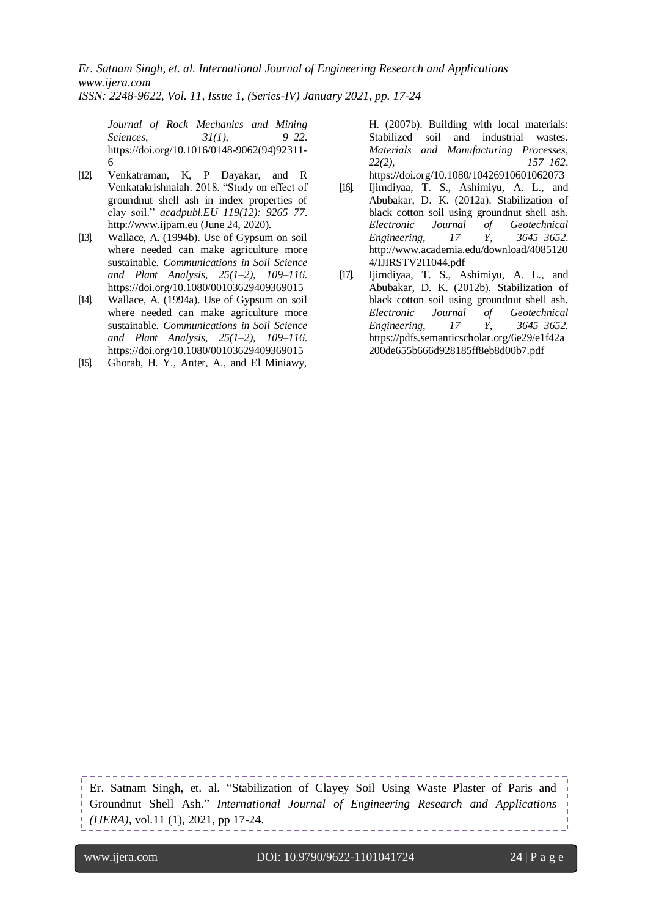*Journal of Rock Mechanics and Mining Sciences, 31(1), 9–22*. https://doi.org/10.1016/0148-9062(94)92311-6

[12]. Venkatraman, K, P Dayakar, and R Venkatakrishnaiah. 2018. "Study on effect of groundnut shell ash in index properties of clay soil." *acadpubl.EU 119(12): 9265–77*. http://www.ijpam.eu (June 24, 2020).

[13]. Wallace, A. (1994b). Use of Gypsum on soil where needed can make agriculture more sustainable. *Communications in Soil Science and Plant Analysis, 25(1–2), 109–116*. https://doi.org/10.1080/00103629409369015

[14]. Wallace, A. (1994a). Use of Gypsum on soil where needed can make agriculture more sustainable. *Communications in Soil Science and Plant Analysis, 25(1–2), 109–116*. https://doi.org/10.1080/00103629409369015

[15]. Ghorab, H. Y., Anter, A., and El Miniawy, H. (2007b). Building with local materials: Stabilized soil and industrial wastes. *Materials and Manufacturing Processes, 22(2), 157–162*. https://doi.org/10.1080/10426910601062073

[16]. Ijimdiyaa, T. S., Ashimiyu, A. L., and Abubakar, D. K. (2012a). Stabilization of black cotton soil using groundnut shell ash. *Electronic Journal of Geotechnical Engineering, 17 Y, 3645–3652*. http://www.academia.edu/download/40851204/IJIRSTV2I1044.pdf

[17]. Ijimdiyaa, T. S., Ashimiyu, A. L., and Abubakar, D. K. (2012b). Stabilization of black cotton soil using groundnut shell ash. *Electronic Journal of Geotechnical Engineering, 17 Y, 3645–3652*. https://pdfs.semanticscholar.org/6e29/e1f42a200de655b666d928185ff8eb8d00b7.pdf

Er. Satnam Singh, et. al. "Stabilization of Clayey Soil Using Waste Plaster of Paris and Groundnut Shell Ash." *International Journal of Engineering Research and Applications (IJERA)*, vol.11 (1), 2021, pp 17-24.